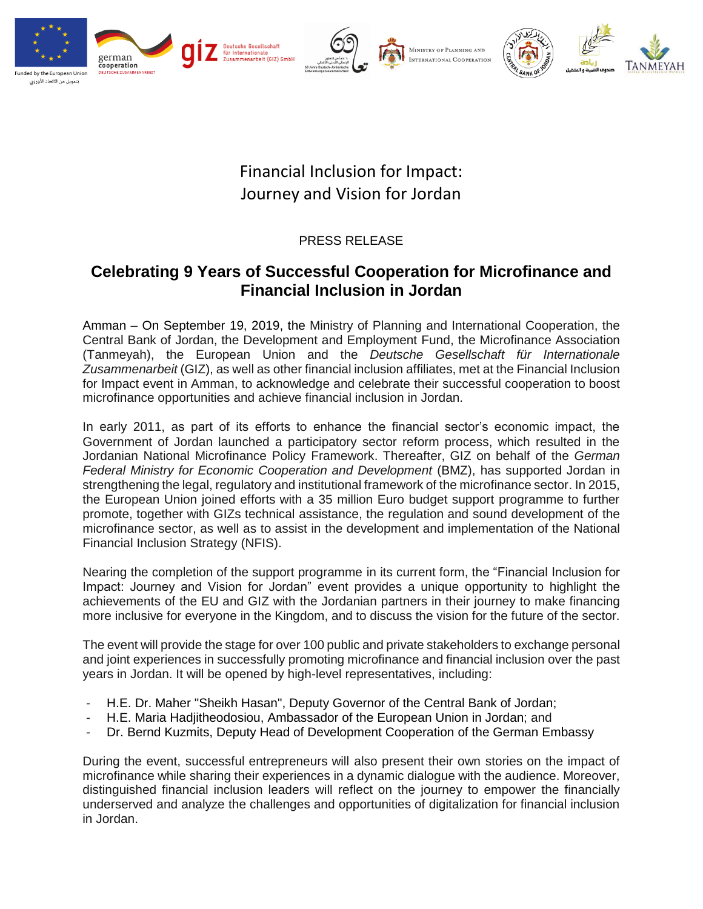Financial Inclusion for Impact:
Journey and Vision for Jordan

PRESS RELEASE

## Celebrating 9 Years of Successful Cooperation for Microfinance and Financial Inclusion in Jordan

Amman – On September 19, 2019, the Ministry of Planning and International Cooperation, the Central Bank of Jordan, the Development and Employment Fund, the Microfinance Association (Tanmeyah), the European Union and the *Deutsche Gesellschaft für Internationale Zusammenarbeit* (GIZ), as well as other financial inclusion affiliates, met at the Financial Inclusion for Impact event in Amman, to acknowledge and celebrate their successful cooperation to boost microfinance opportunities and achieve financial inclusion in Jordan.

In early 2011, as part of its efforts to enhance the financial sector's economic impact, the Government of Jordan launched a participatory sector reform process, which resulted in the Jordanian National Microfinance Policy Framework. Thereafter, GIZ on behalf of the *German Federal Ministry for Economic Cooperation and Development* (BMZ), has supported Jordan in strengthening the legal, regulatory and institutional framework of the microfinance sector. In 2015, the European Union joined efforts with a 35 million Euro budget support programme to further promote, together with GIZs technical assistance, the regulation and sound development of the microfinance sector, as well as to assist in the development and implementation of the National Financial Inclusion Strategy (NFIS).

Nearing the completion of the support programme in its current form, the "Financial Inclusion for Impact: Journey and Vision for Jordan" event provides a unique opportunity to highlight the achievements of the EU and GIZ with the Jordanian partners in their journey to make financing more inclusive for everyone in the Kingdom, and to discuss the vision for the future of the sector.

The event will provide the stage for over 100 public and private stakeholders to exchange personal and joint experiences in successfully promoting microfinance and financial inclusion over the past years in Jordan. It will be opened by high-level representatives, including:

- H.E. Dr. Maher "Sheikh Hasan", Deputy Governor of the Central Bank of Jordan;
- H.E. Maria Hadjitheodosiou, Ambassador of the European Union in Jordan; and
- Dr. Bernd Kuzmits, Deputy Head of Development Cooperation of the German Embassy

During the event, successful entrepreneurs will also present their own stories on the impact of microfinance while sharing their experiences in a dynamic dialogue with the audience. Moreover, distinguished financial inclusion leaders will reflect on the journey to empower the financially underserved and analyze the challenges and opportunities of digitalization for financial inclusion in Jordan.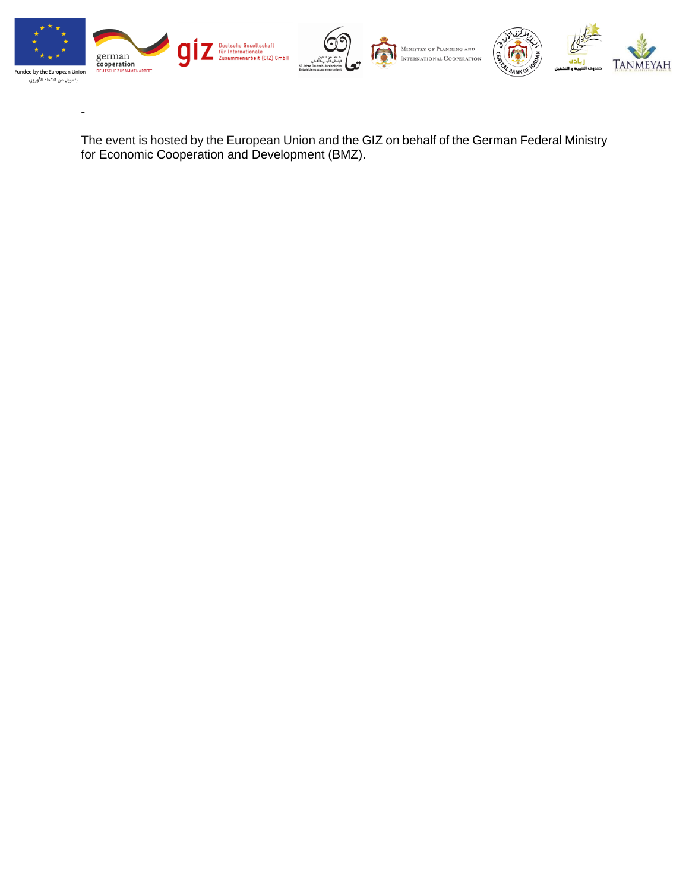-

The event is hosted by the European Union and the GIZ on behalf of the German Federal Ministry for Economic Cooperation and Development (BMZ).